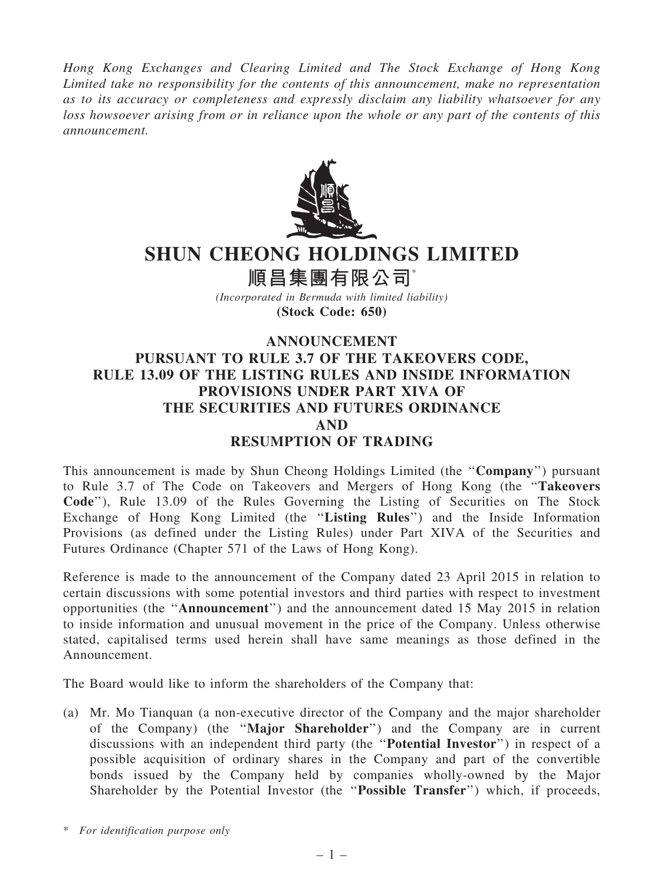*Hong Kong Exchanges and Clearing Limited and The Stock Exchange of Hong Kong Limited take no responsibility for the contents of this announcement, make no representation as to its accuracy or completeness and expressly disclaim any liability whatsoever for any loss howsoever arising from or in reliance upon the whole or any part of the contents of this announcement.*

# SHUN CHEONG HOLDINGS LIMITED

# 順昌集團有限公司*

*(Incorporated in Bermuda with limited liability)*

**(Stock Code: 650)**

## ANNOUNCEMENT PURSUANT TO RULE 3.7 OF THE TAKEOVERS CODE, RULE 13.09 OF THE LISTING RULES AND INSIDE INFORMATION PROVISIONS UNDER PART XIVA OF THE SECURITIES AND FUTURES ORDINANCE AND RESUMPTION OF TRADING

This announcement is made by Shun Cheong Holdings Limited (the "**Company**") pursuant to Rule 3.7 of The Code on Takeovers and Mergers of Hong Kong (the "**Takeovers Code**"), Rule 13.09 of the Rules Governing the Listing of Securities on The Stock Exchange of Hong Kong Limited (the "**Listing Rules**") and the Inside Information Provisions (as defined under the Listing Rules) under Part XIVA of the Securities and Futures Ordinance (Chapter 571 of the Laws of Hong Kong).

Reference is made to the announcement of the Company dated 23 April 2015 in relation to certain discussions with some potential investors and third parties with respect to investment opportunities (the "**Announcement**") and the announcement dated 15 May 2015 in relation to inside information and unusual movement in the price of the Company. Unless otherwise stated, capitalised terms used herein shall have same meanings as those defined in the Announcement.

The Board would like to inform the shareholders of the Company that:

(a) Mr. Mo Tianquan (a non-executive director of the Company and the major shareholder of the Company) (the "**Major Shareholder**") and the Company are in current discussions with an independent third party (the "**Potential Investor**") in respect of a possible acquisition of ordinary shares in the Company and part of the convertible bonds issued by the Company held by companies wholly-owned by the Major Shareholder by the Potential Investor (the "**Possible Transfer**") which, if proceeds,

\* *For identification purpose only*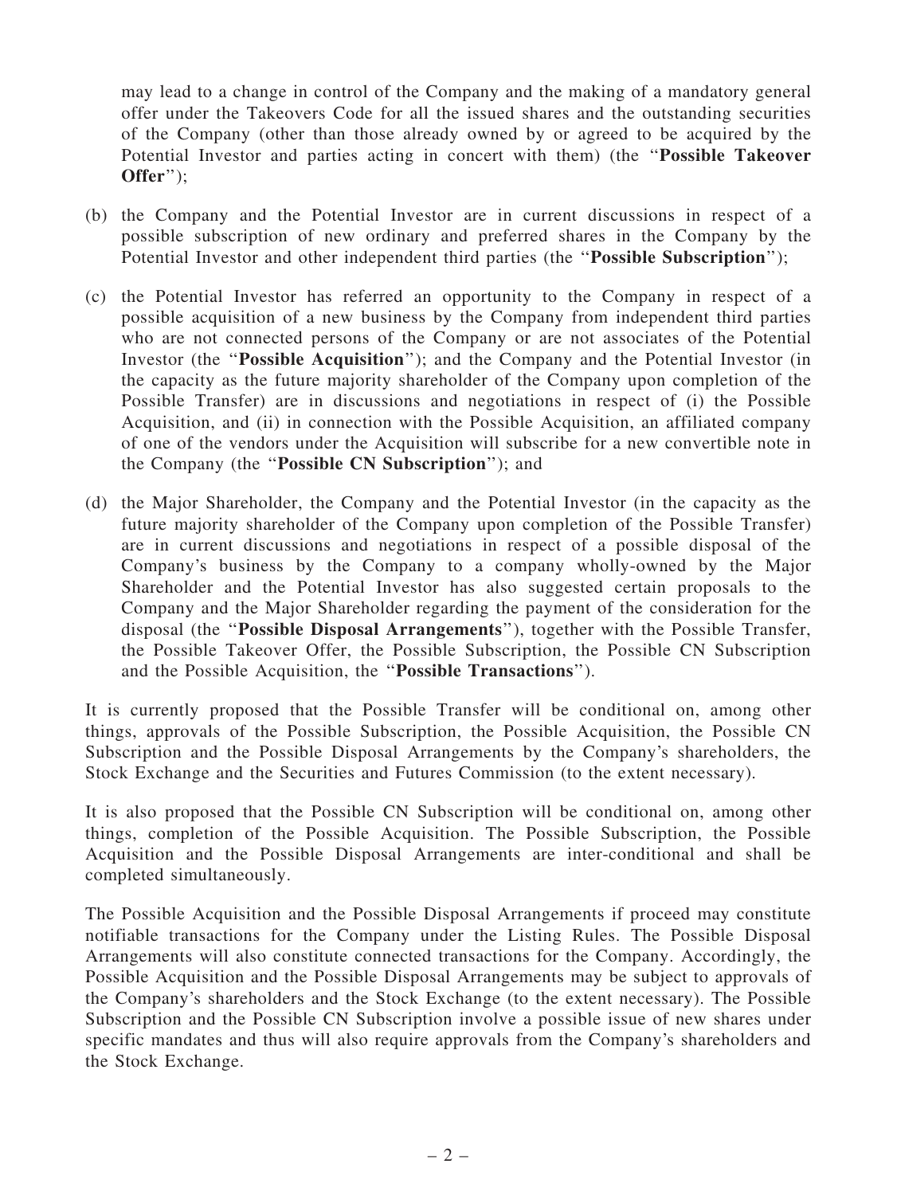may lead to a change in control of the Company and the making of a mandatory general offer under the Takeovers Code for all the issued shares and the outstanding securities of the Company (other than those already owned by or agreed to be acquired by the Potential Investor and parties acting in concert with them) (the "**Possible Takeover Offer**");

(b) the Company and the Potential Investor are in current discussions in respect of a possible subscription of new ordinary and preferred shares in the Company by the Potential Investor and other independent third parties (the "**Possible Subscription**");

(c) the Potential Investor has referred an opportunity to the Company in respect of a possible acquisition of a new business by the Company from independent third parties who are not connected persons of the Company or are not associates of the Potential Investor (the "**Possible Acquisition**"); and the Company and the Potential Investor (in the capacity as the future majority shareholder of the Company upon completion of the Possible Transfer) are in discussions and negotiations in respect of (i) the Possible Acquisition, and (ii) in connection with the Possible Acquisition, an affiliated company of one of the vendors under the Acquisition will subscribe for a new convertible note in the Company (the "**Possible CN Subscription**"); and

(d) the Major Shareholder, the Company and the Potential Investor (in the capacity as the future majority shareholder of the Company upon completion of the Possible Transfer) are in current discussions and negotiations in respect of a possible disposal of the Company's business by the Company to a company wholly-owned by the Major Shareholder and the Potential Investor has also suggested certain proposals to the Company and the Major Shareholder regarding the payment of the consideration for the disposal (the "**Possible Disposal Arrangements**"), together with the Possible Transfer, the Possible Takeover Offer, the Possible Subscription, the Possible CN Subscription and the Possible Acquisition, the "**Possible Transactions**").

It is currently proposed that the Possible Transfer will be conditional on, among other things, approvals of the Possible Subscription, the Possible Acquisition, the Possible CN Subscription and the Possible Disposal Arrangements by the Company's shareholders, the Stock Exchange and the Securities and Futures Commission (to the extent necessary).

It is also proposed that the Possible CN Subscription will be conditional on, among other things, completion of the Possible Acquisition. The Possible Subscription, the Possible Acquisition and the Possible Disposal Arrangements are inter-conditional and shall be completed simultaneously.

The Possible Acquisition and the Possible Disposal Arrangements if proceed may constitute notifiable transactions for the Company under the Listing Rules. The Possible Disposal Arrangements will also constitute connected transactions for the Company. Accordingly, the Possible Acquisition and the Possible Disposal Arrangements may be subject to approvals of the Company's shareholders and the Stock Exchange (to the extent necessary). The Possible Subscription and the Possible CN Subscription involve a possible issue of new shares under specific mandates and thus will also require approvals from the Company's shareholders and the Stock Exchange.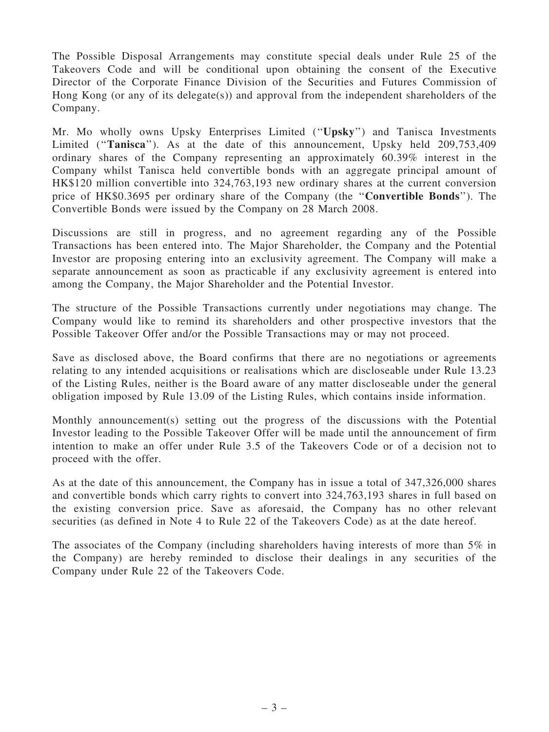The Possible Disposal Arrangements may constitute special deals under Rule 25 of the Takeovers Code and will be conditional upon obtaining the consent of the Executive Director of the Corporate Finance Division of the Securities and Futures Commission of Hong Kong (or any of its delegate(s)) and approval from the independent shareholders of the Company.

Mr. Mo wholly owns Upsky Enterprises Limited (''**Upsky**'') and Tanisca Investments Limited (''**Tanisca**''). As at the date of this announcement, Upsky held 209,753,409 ordinary shares of the Company representing an approximately 60.39% interest in the Company whilst Tanisca held convertible bonds with an aggregate principal amount of HK$120 million convertible into 324,763,193 new ordinary shares at the current conversion price of HK$0.3695 per ordinary share of the Company (the ''**Convertible Bonds**''). The Convertible Bonds were issued by the Company on 28 March 2008.

Discussions are still in progress, and no agreement regarding any of the Possible Transactions has been entered into. The Major Shareholder, the Company and the Potential Investor are proposing entering into an exclusivity agreement. The Company will make a separate announcement as soon as practicable if any exclusivity agreement is entered into among the Company, the Major Shareholder and the Potential Investor.

The structure of the Possible Transactions currently under negotiations may change. The Company would like to remind its shareholders and other prospective investors that the Possible Takeover Offer and/or the Possible Transactions may or may not proceed.

Save as disclosed above, the Board confirms that there are no negotiations or agreements relating to any intended acquisitions or realisations which are discloseable under Rule 13.23 of the Listing Rules, neither is the Board aware of any matter discloseable under the general obligation imposed by Rule 13.09 of the Listing Rules, which contains inside information.

Monthly announcement(s) setting out the progress of the discussions with the Potential Investor leading to the Possible Takeover Offer will be made until the announcement of firm intention to make an offer under Rule 3.5 of the Takeovers Code or of a decision not to proceed with the offer.

As at the date of this announcement, the Company has in issue a total of 347,326,000 shares and convertible bonds which carry rights to convert into 324,763,193 shares in full based on the existing conversion price. Save as aforesaid, the Company has no other relevant securities (as defined in Note 4 to Rule 22 of the Takeovers Code) as at the date hereof.

The associates of the Company (including shareholders having interests of more than 5% in the Company) are hereby reminded to disclose their dealings in any securities of the Company under Rule 22 of the Takeovers Code.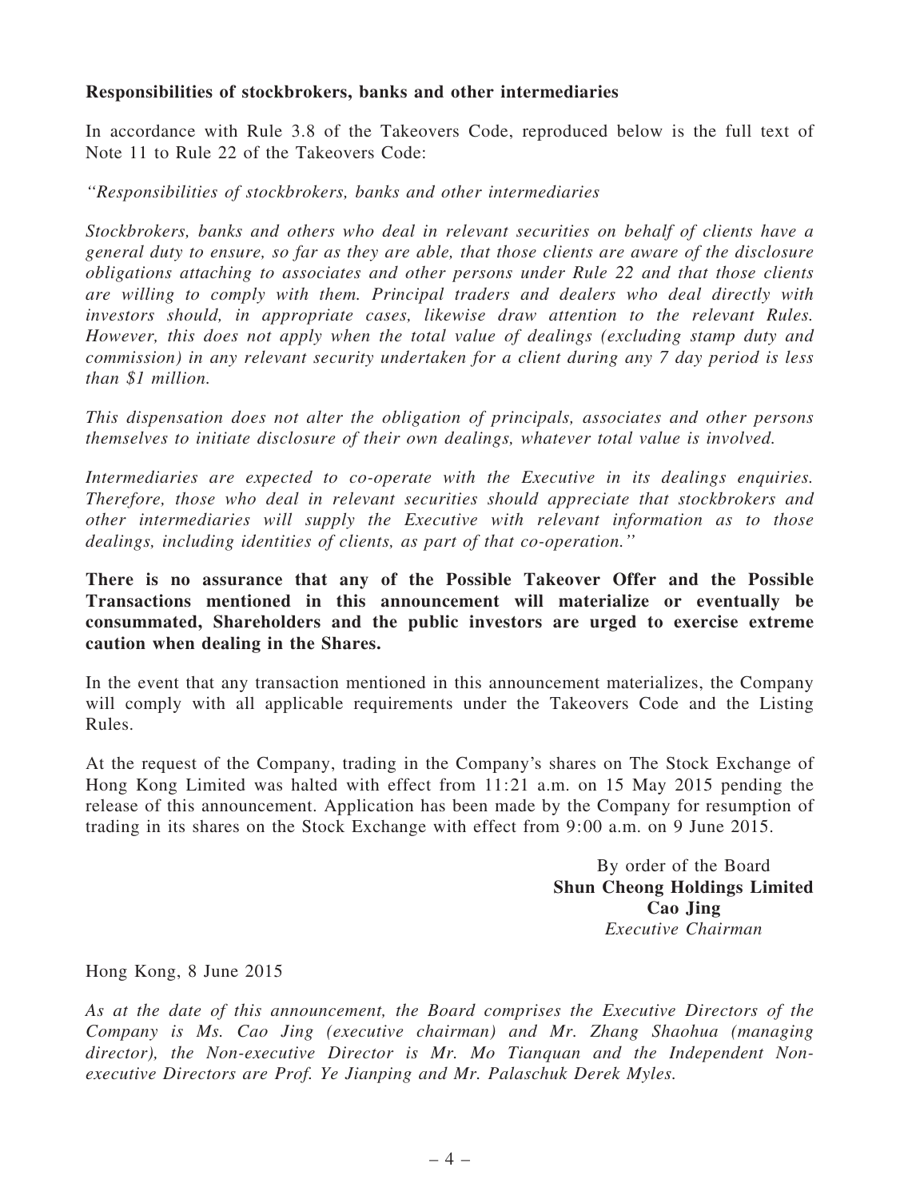**Responsibilities of stockbrokers, banks and other intermediaries**

In accordance with Rule 3.8 of the Takeovers Code, reproduced below is the full text of Note 11 to Rule 22 of the Takeovers Code:

*"Responsibilities of stockbrokers, banks and other intermediaries*

*Stockbrokers, banks and others who deal in relevant securities on behalf of clients have a general duty to ensure, so far as they are able, that those clients are aware of the disclosure obligations attaching to associates and other persons under Rule 22 and that those clients are willing to comply with them. Principal traders and dealers who deal directly with investors should, in appropriate cases, likewise draw attention to the relevant Rules. However, this does not apply when the total value of dealings (excluding stamp duty and commission) in any relevant security undertaken for a client during any 7 day period is less than $1 million.*

*This dispensation does not alter the obligation of principals, associates and other persons themselves to initiate disclosure of their own dealings, whatever total value is involved.*

*Intermediaries are expected to co-operate with the Executive in its dealings enquiries. Therefore, those who deal in relevant securities should appreciate that stockbrokers and other intermediaries will supply the Executive with relevant information as to those dealings, including identities of clients, as part of that co-operation."*

**There is no assurance that any of the Possible Takeover Offer and the Possible Transactions mentioned in this announcement will materialize or eventually be consummated, Shareholders and the public investors are urged to exercise extreme caution when dealing in the Shares.**

In the event that any transaction mentioned in this announcement materializes, the Company will comply with all applicable requirements under the Takeovers Code and the Listing Rules.

At the request of the Company, trading in the Company's shares on The Stock Exchange of Hong Kong Limited was halted with effect from 11:21 a.m. on 15 May 2015 pending the release of this announcement. Application has been made by the Company for resumption of trading in its shares on the Stock Exchange with effect from 9:00 a.m. on 9 June 2015.

By order of the Board
**Shun Cheong Holdings Limited**
**Cao Jing**
*Executive Chairman*

Hong Kong, 8 June 2015

*As at the date of this announcement, the Board comprises the Executive Directors of the Company is Ms. Cao Jing (executive chairman) and Mr. Zhang Shaohua (managing director), the Non-executive Director is Mr. Mo Tianquan and the Independent Non-executive Directors are Prof. Ye Jianping and Mr. Palaschuk Derek Myles.*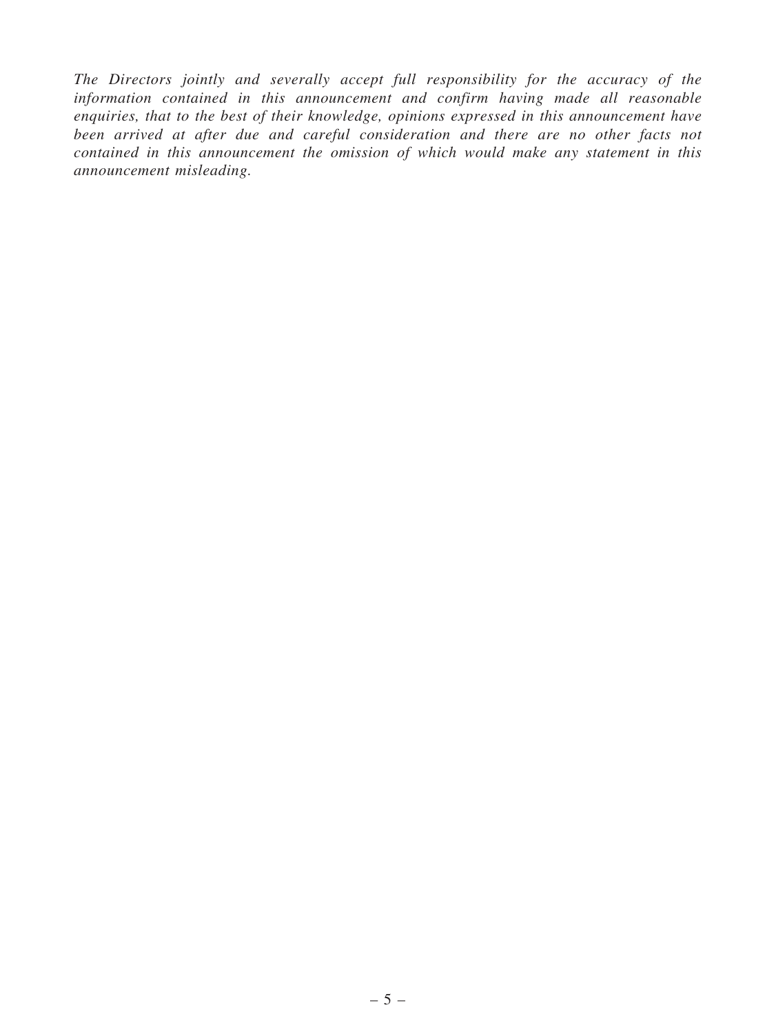*The Directors jointly and severally accept full responsibility for the accuracy of the information contained in this announcement and confirm having made all reasonable enquiries, that to the best of their knowledge, opinions expressed in this announcement have been arrived at after due and careful consideration and there are no other facts not contained in this announcement the omission of which would make any statement in this announcement misleading.*